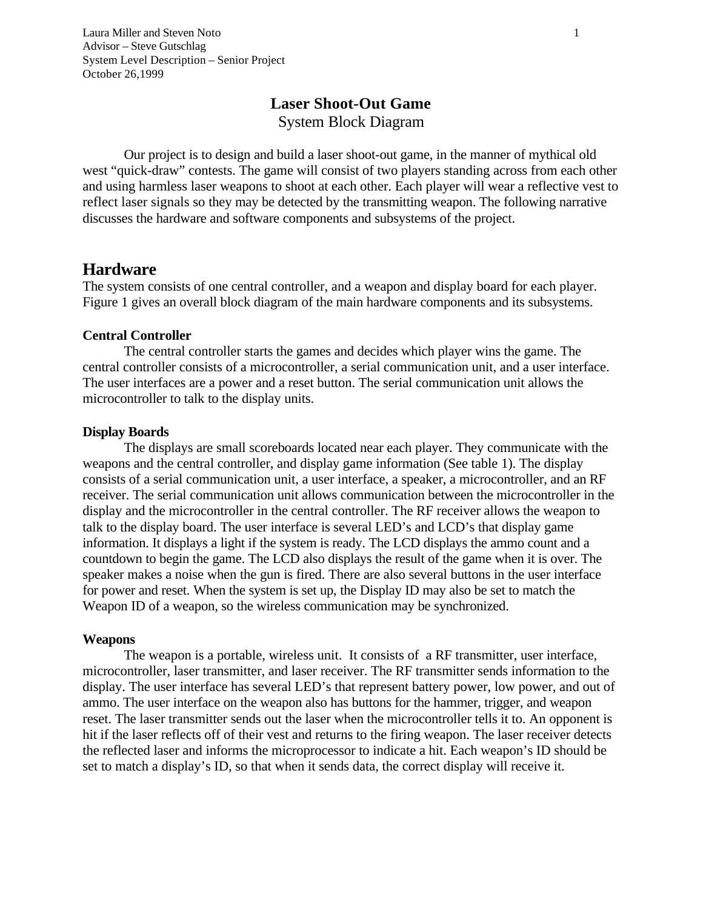Laura Miller and Steven Noto
Advisor – Steve Gutschlag
System Level Description – Senior Project
October 26,1999

# Laser Shoot-Out Game

System Block Diagram

Our project is to design and build a laser shoot-out game, in the manner of mythical old west "quick-draw" contests. The game will consist of two players standing across from each other and using harmless laser weapons to shoot at each other. Each player will wear a reflective vest to reflect laser signals so they may be detected by the transmitting weapon. The following narrative discusses the hardware and software components and subsystems of the project.

## Hardware

The system consists of one central controller, and a weapon and display board for each player. Figure 1 gives an overall block diagram of the main hardware components and its subsystems.

### Central Controller

The central controller starts the games and decides which player wins the game. The central controller consists of a microcontroller, a serial communication unit, and a user interface. The user interfaces are a power and a reset button. The serial communication unit allows the microcontroller to talk to the display units.

### Display Boards

The displays are small scoreboards located near each player. They communicate with the weapons and the central controller, and display game information (See table 1). The display consists of a serial communication unit, a user interface, a speaker, a microcontroller, and an RF receiver. The serial communication unit allows communication between the microcontroller in the display and the microcontroller in the central controller. The RF receiver allows the weapon to talk to the display board. The user interface is several LED's and LCD's that display game information. It displays a light if the system is ready. The LCD displays the ammo count and a countdown to begin the game. The LCD also displays the result of the game when it is over. The speaker makes a noise when the gun is fired. There are also several buttons in the user interface for power and reset. When the system is set up, the Display ID may also be set to match the Weapon ID of a weapon, so the wireless communication may be synchronized.

### Weapons

The weapon is a portable, wireless unit. It consists of a RF transmitter, user interface, microcontroller, laser transmitter, and laser receiver. The RF transmitter sends information to the display. The user interface has several LED's that represent battery power, low power, and out of ammo. The user interface on the weapon also has buttons for the hammer, trigger, and weapon reset. The laser transmitter sends out the laser when the microcontroller tells it to. An opponent is hit if the laser reflects off of their vest and returns to the firing weapon. The laser receiver detects the reflected laser and informs the microprocessor to indicate a hit. Each weapon's ID should be set to match a display's ID, so that when it sends data, the correct display will receive it.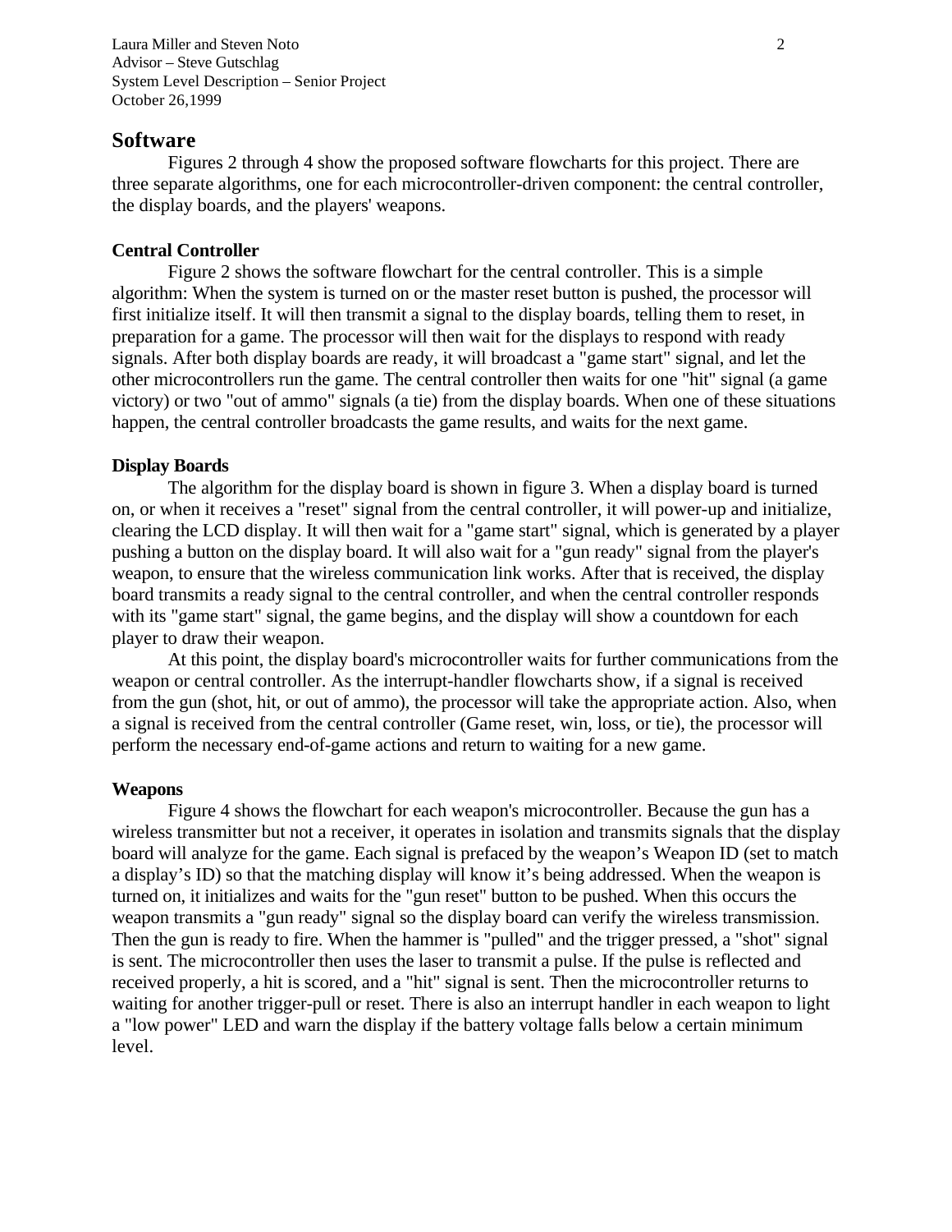## Software

Figures 2 through 4 show the proposed software flowcharts for this project. There are three separate algorithms, one for each microcontroller-driven component: the central controller, the display boards, and the players' weapons.

### Central Controller

Figure 2 shows the software flowchart for the central controller. This is a simple algorithm: When the system is turned on or the master reset button is pushed, the processor will first initialize itself. It will then transmit a signal to the display boards, telling them to reset, in preparation for a game. The processor will then wait for the displays to respond with ready signals. After both display boards are ready, it will broadcast a "game start" signal, and let the other microcontrollers run the game. The central controller then waits for one "hit" signal (a game victory) or two "out of ammo" signals (a tie) from the display boards. When one of these situations happen, the central controller broadcasts the game results, and waits for the next game.

### Display Boards

The algorithm for the display board is shown in figure 3. When a display board is turned on, or when it receives a "reset" signal from the central controller, it will power-up and initialize, clearing the LCD display. It will then wait for a "game start" signal, which is generated by a player pushing a button on the display board. It will also wait for a "gun ready" signal from the player's weapon, to ensure that the wireless communication link works. After that is received, the display board transmits a ready signal to the central controller, and when the central controller responds with its "game start" signal, the game begins, and the display will show a countdown for each player to draw their weapon.

At this point, the display board's microcontroller waits for further communications from the weapon or central controller. As the interrupt-handler flowcharts show, if a signal is received from the gun (shot, hit, or out of ammo), the processor will take the appropriate action. Also, when a signal is received from the central controller (Game reset, win, loss, or tie), the processor will perform the necessary end-of-game actions and return to waiting for a new game.

### Weapons

Figure 4 shows the flowchart for each weapon's microcontroller. Because the gun has a wireless transmitter but not a receiver, it operates in isolation and transmits signals that the display board will analyze for the game. Each signal is prefaced by the weapon's Weapon ID (set to match a display's ID) so that the matching display will know it's being addressed. When the weapon is turned on, it initializes and waits for the "gun reset" button to be pushed. When this occurs the weapon transmits a "gun ready" signal so the display board can verify the wireless transmission. Then the gun is ready to fire. When the hammer is "pulled" and the trigger pressed, a "shot" signal is sent. The microcontroller then uses the laser to transmit a pulse. If the pulse is reflected and received properly, a hit is scored, and a "hit" signal is sent. Then the microcontroller returns to waiting for another trigger-pull or reset. There is also an interrupt handler in each weapon to light a "low power" LED and warn the display if the battery voltage falls below a certain minimum level.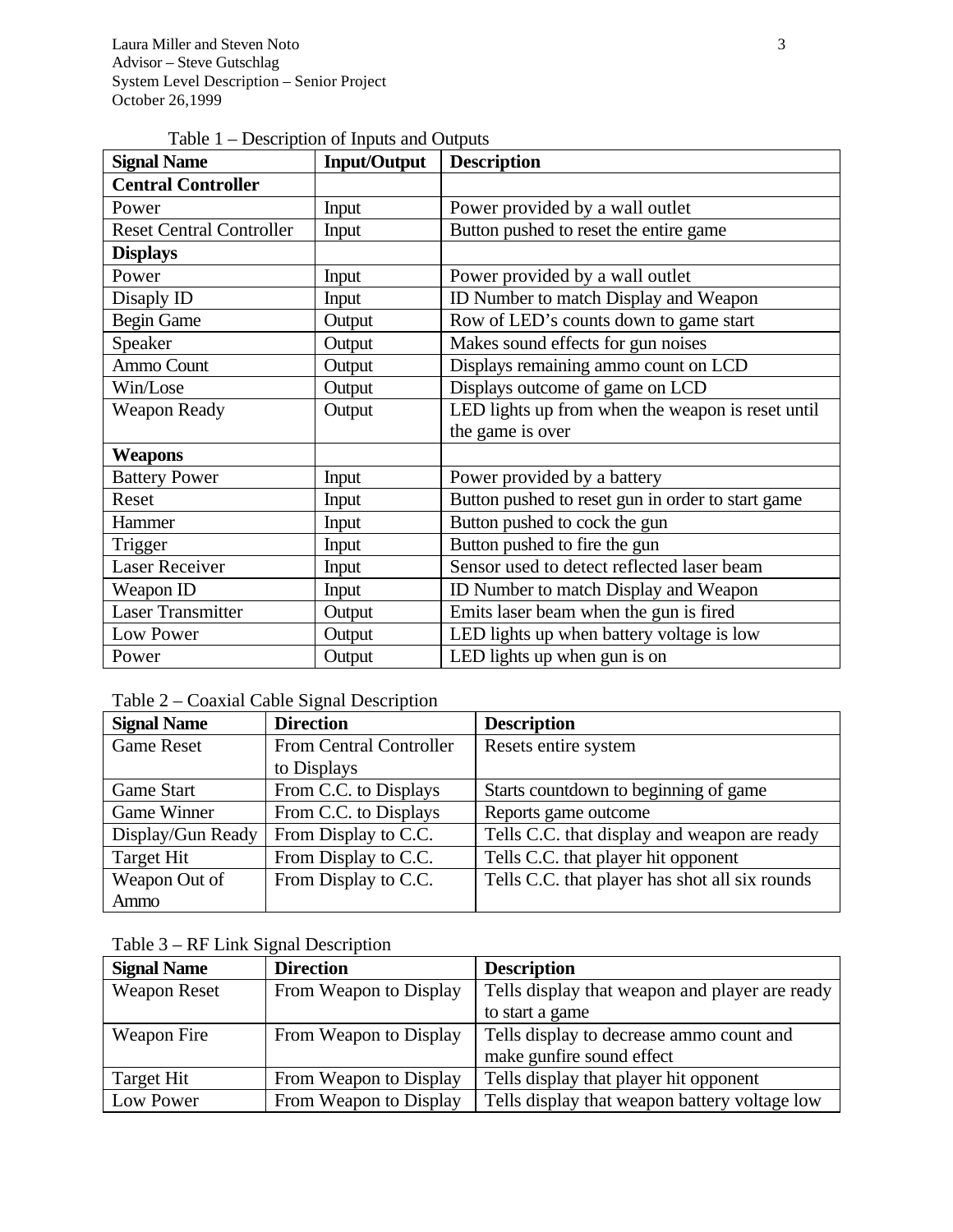Table 1 – Description of Inputs and Outputs

| Signal Name | Input/Output | Description |
|---|---|---|
| **Central Controller** | | |
| Power | Input | Power provided by a wall outlet |
| Reset Central Controller | Input | Button pushed to reset the entire game |
| **Displays** | | |
| Power | Input | Power provided by a wall outlet |
| Disaply ID | Input | ID Number to match Display and Weapon |
| Begin Game | Output | Row of LED's counts down to game start |
| Speaker | Output | Makes sound effects for gun noises |
| Ammo Count | Output | Displays remaining ammo count on LCD |
| Win/Lose | Output | Displays outcome of game on LCD |
| Weapon Ready | Output | LED lights up from when the weapon is reset until the game is over |
| **Weapons** | | |
| Battery Power | Input | Power provided by a battery |
| Reset | Input | Button pushed to reset gun in order to start game |
| Hammer | Input | Button pushed to cock the gun |
| Trigger | Input | Button pushed to fire the gun |
| Laser Receiver | Input | Sensor used to detect reflected laser beam |
| Weapon ID | Input | ID Number to match Display and Weapon |
| Laser Transmitter | Output | Emits laser beam when the gun is fired |
| Low Power | Output | LED lights up when battery voltage is low |
| Power | Output | LED lights up when gun is on |

Table 2 – Coaxial Cable Signal Description

| Signal Name | Direction | Description |
|---|---|---|
| Game Reset | From Central Controller to Displays | Resets entire system |
| Game Start | From C.C. to Displays | Starts countdown to beginning of game |
| Game Winner | From C.C. to Displays | Reports game outcome |
| Display/Gun Ready | From Display to C.C. | Tells C.C. that display and weapon are ready |
| Target Hit | From Display to C.C. | Tells C.C. that player hit opponent |
| Weapon Out of Ammo | From Display to C.C. | Tells C.C. that player has shot all six rounds |

Table 3 – RF Link Signal Description

| Signal Name | Direction | Description |
|---|---|---|
| Weapon Reset | From Weapon to Display | Tells display that weapon and player are ready to start a game |
| Weapon Fire | From Weapon to Display | Tells display to decrease ammo count and make gunfire sound effect |
| Target Hit | From Weapon to Display | Tells display that player hit opponent |
| Low Power | From Weapon to Display | Tells display that weapon battery voltage low |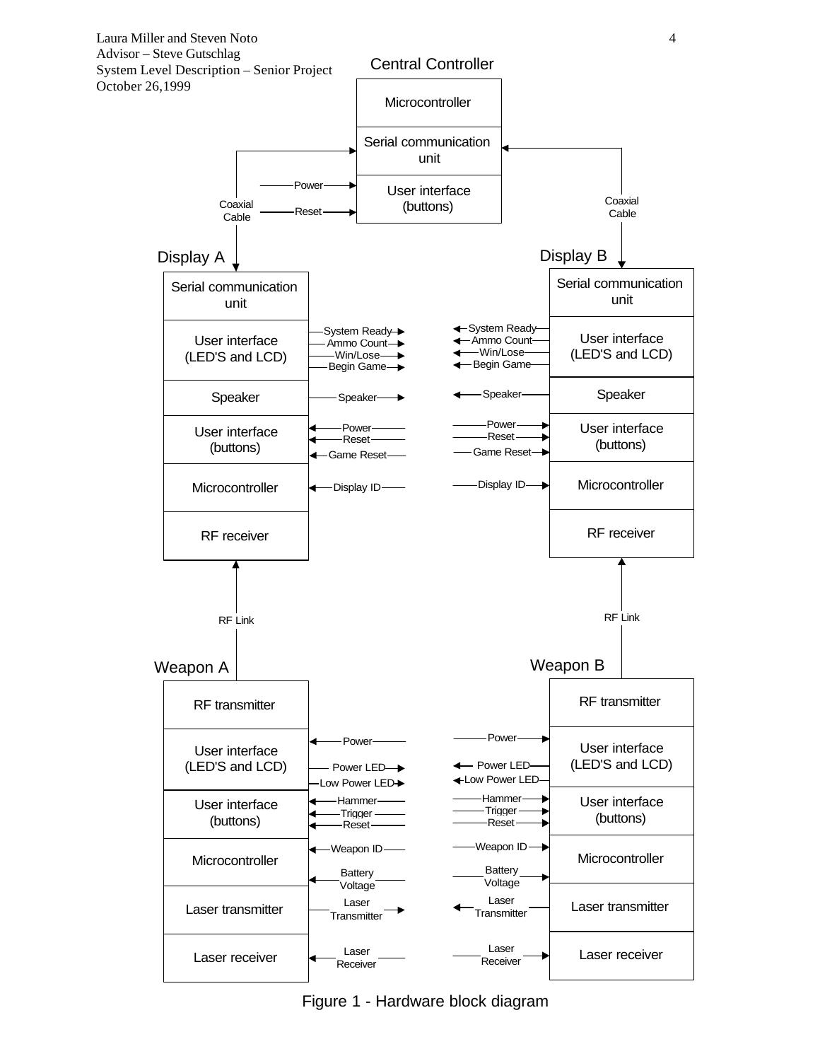**Central Controller**

- Microcontroller
- Serial communication unit
- User interface (buttons)
  - Power
  - Reset

Coaxial Cable (Central Controller ↔ Display A)
Coaxial Cable (Central Controller ↔ Display B)

**Display A**

- Serial communication unit
- User interface (LED'S and LCD)
  - System Ready
  - Ammo Count
  - Win/Lose
  - Begin Game
- Speaker
  - Speaker
- User interface (buttons)
  - Power
  - Reset
  - Game Reset
- Microcontroller
  - Display ID
- RF receiver

**Display B**

- Serial communication unit
- User interface (LED'S and LCD)
  - System Ready
  - Ammo Count
  - Win/Lose
  - Begin Game
- Speaker
  - Speaker
- User interface (buttons)
  - Power
  - Reset
  - Game Reset
- Microcontroller
  - Display ID
- RF receiver

RF Link (Weapon A → Display A)
RF Link (Weapon B → Display B)

**Weapon A**

- RF transmitter
- User interface (LED'S and LCD)
  - Power
  - Power LED
  - Low Power LED
- User interface (buttons)
  - Hammer
  - Trigger
  - Reset
- Microcontroller
  - Weapon ID
  - Battery Voltage
- Laser transmitter
  - Laser Transmitter
- Laser receiver
  - Laser Receiver

**Weapon B**

- RF transmitter
- User interface (LED'S and LCD)
  - Power
  - Power LED
  - Low Power LED
- User interface (buttons)
  - Hammer
  - Trigger
  - Reset
- Microcontroller
  - Weapon ID
  - Battery Voltage
- Laser transmitter
  - Laser Transmitter
- Laser receiver
  - Laser Receiver

Figure 1 - Hardware block diagram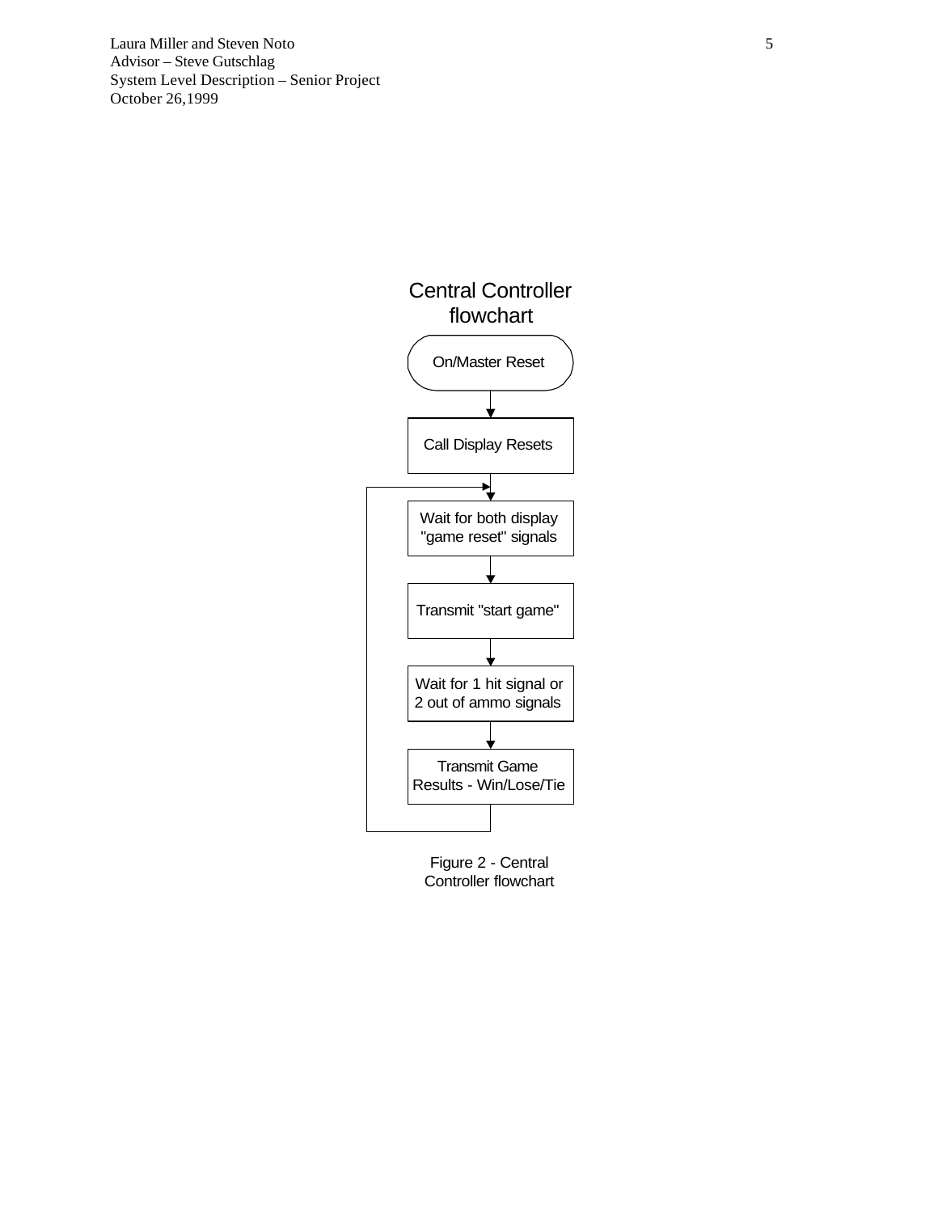Central Controller flowchart

On/Master Reset

Call Display Resets

Wait for both display "game reset" signals

Transmit "start game"

Wait for 1 hit signal or 2 out of ammo signals

Transmit Game Results - Win/Lose/Tie

Figure 2 - Central Controller flowchart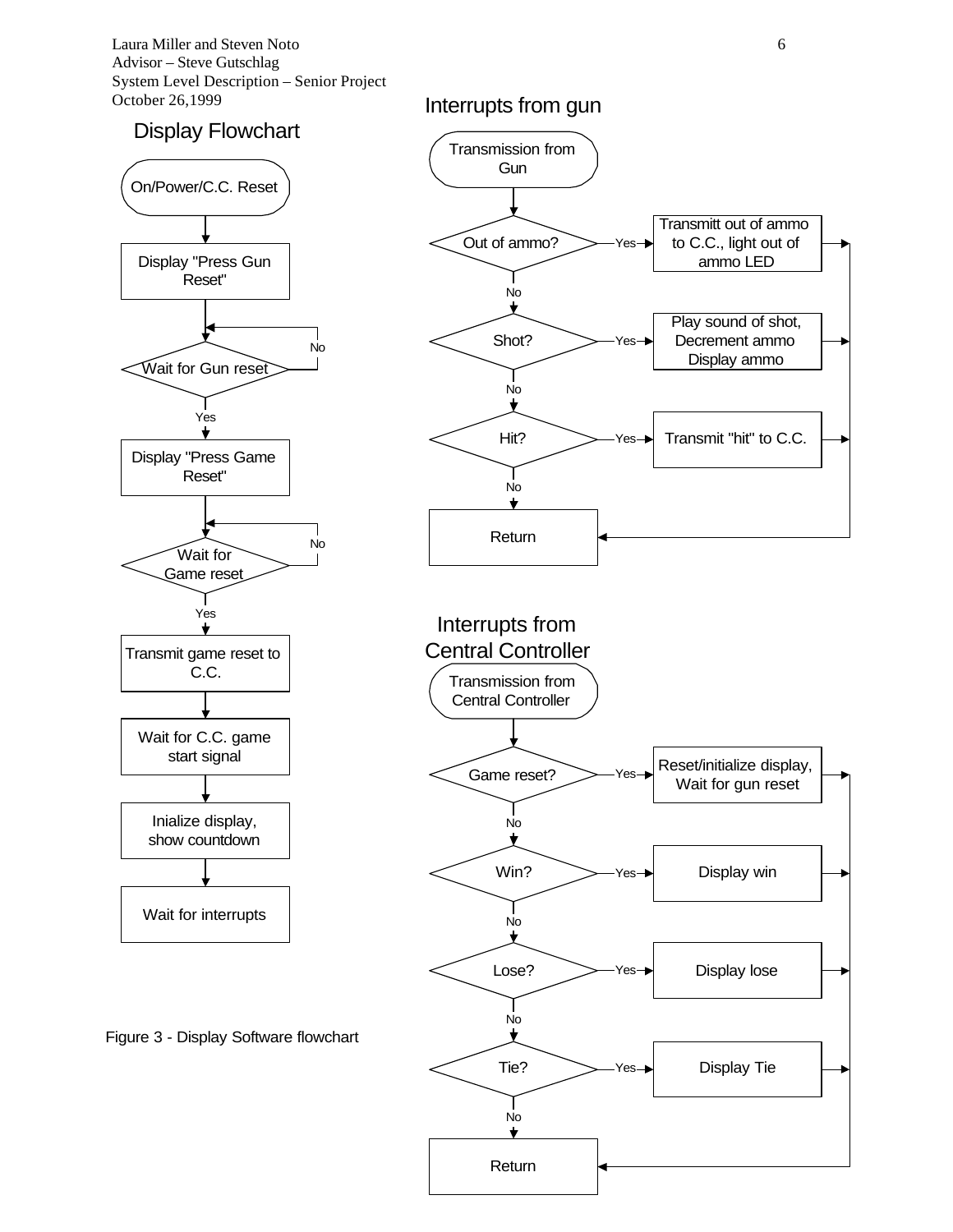## Display Flowchart

- On/Power/C.C. Reset
- Display "Press Gun Reset"
- Wait for Gun reset (No → loop back; Yes → continue)
- Display "Press Game Reset"
- Wait for Game reset (No → loop back; Yes → continue)
- Transmit game reset to C.C.
- Wait for C.C. game start signal
- Inialize display, show countdown
- Wait for interrupts

## Interrupts from gun

- Transmission from Gun
- Out of ammo? — Yes → Transmitt out of ammo to C.C., light out of ammo LED → Return
  - No ↓
- Shot? — Yes → Play sound of shot, Decrement ammo Display ammo → Return
  - No ↓
- Hit? — Yes → Transmit "hit" to C.C. → Return
  - No ↓
- Return

## Interrupts from Central Controller

- Transmission from Central Controller
- Game reset? — Yes → Reset/initialize display, Wait for gun reset → Return
  - No ↓
- Win? — Yes → Display win → Return
  - No ↓
- Lose? — Yes → Display lose → Return
  - No ↓
- Tie? — Yes → Display Tie → Return
  - No ↓
- Return

Figure 3 - Display Software flowchart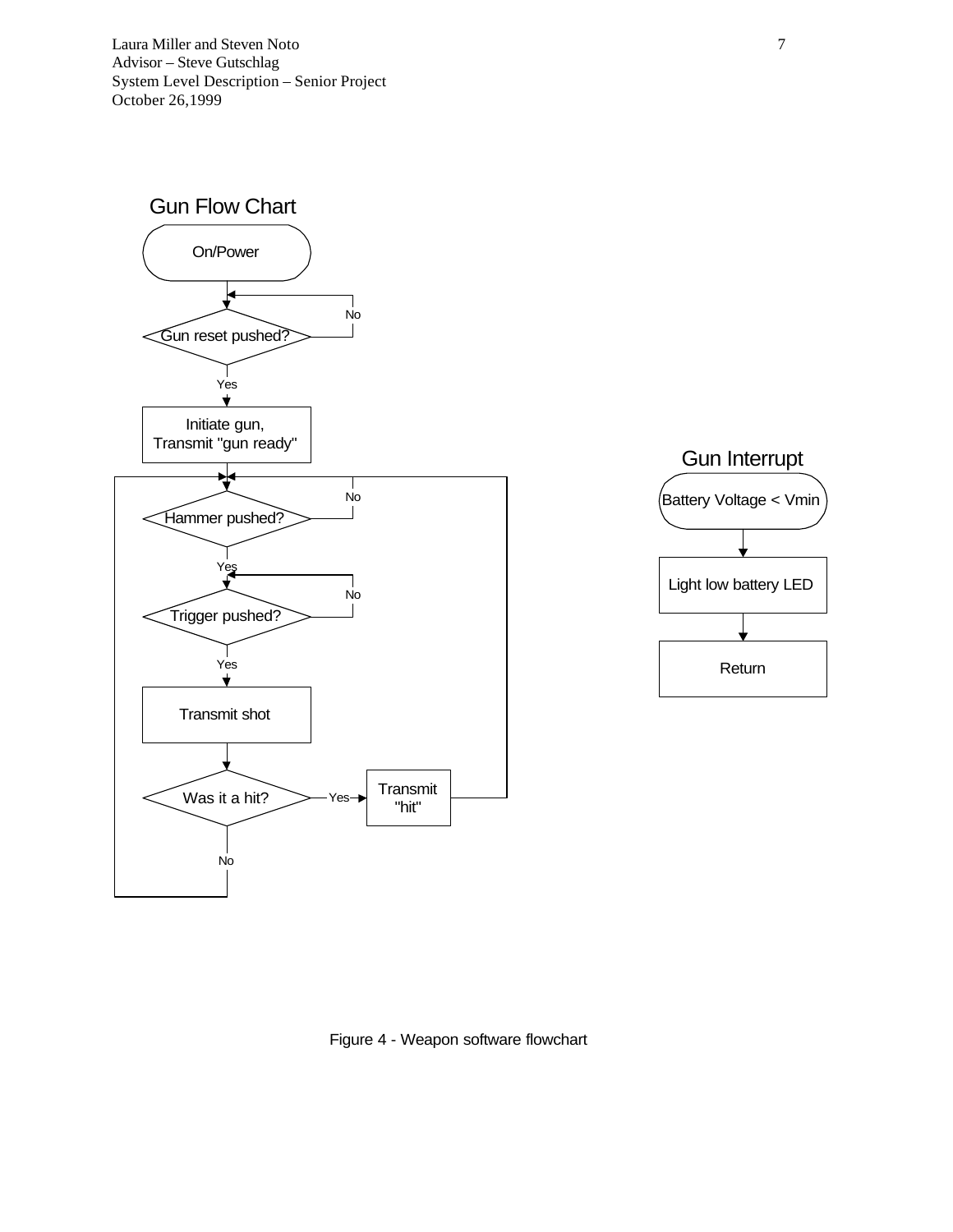Gun Flow Chart

On/Power

Gun reset pushed?

No

Yes

Initiate gun,
Transmit "gun ready"

Hammer pushed?

No

Yes

Trigger pushed?

No

Yes

Transmit shot

Was it a hit?

Yes

Transmit "hit"

No

Gun Interrupt

Battery Voltage < Vmin

Light low battery LED

Return

Figure 4 - Weapon software flowchart